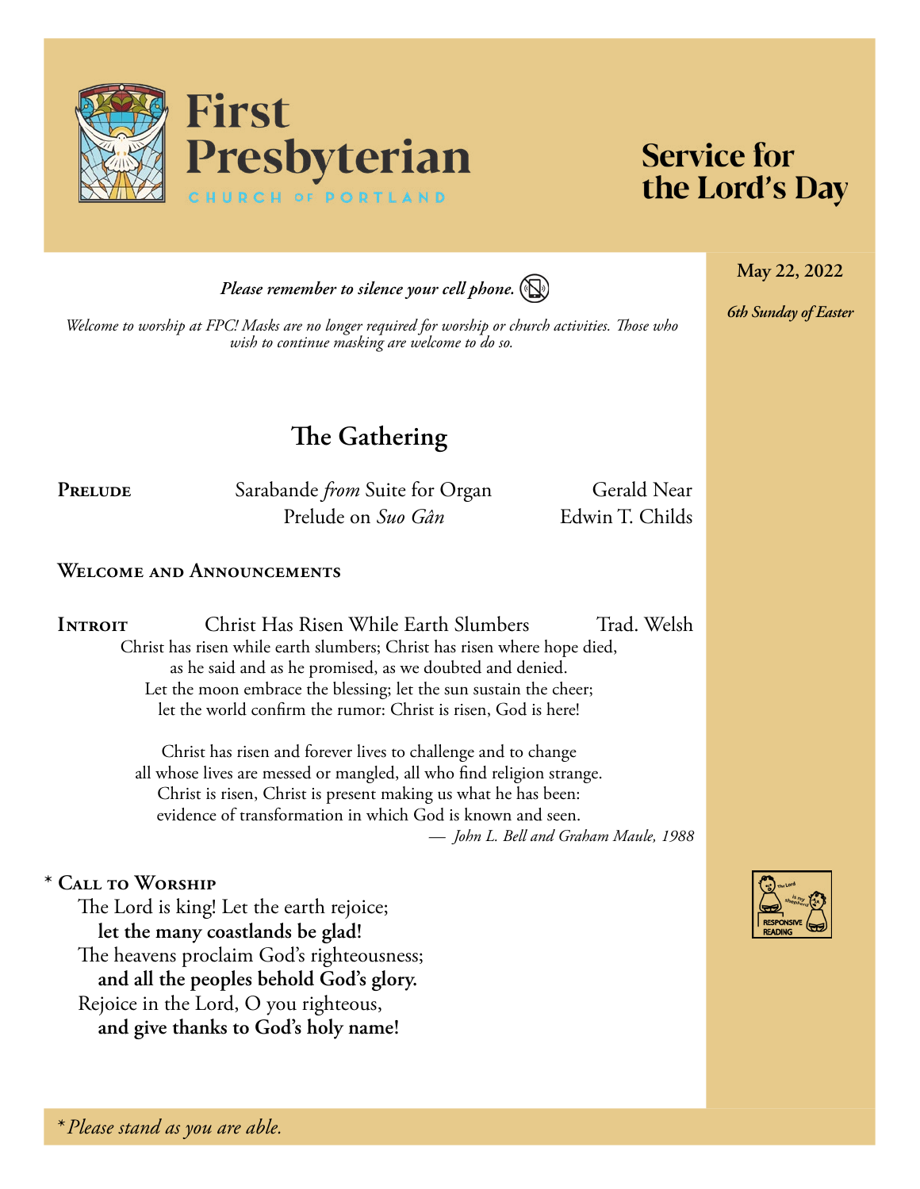# First Presbyterian

CHURCH OF PORTLAND

## Service for the Lord's Day

**May 22, 2022**

*6th Sunday of Easter*

***Please remember to silence your cell phone.***

*Welcome to worship at FPC! Masks are no longer required for worship or church activities. Those who wish to continue masking are welcome to do so.*

## The Gathering

**PRELUDE**

Sarabande *from* Suite for Organ — Gerald Near

Prelude on *Suo Gân* — Edwin T. Childs

**WELCOME AND ANNOUNCEMENTS**

**INTROIT** — Christ Has Risen While Earth Slumbers — Trad. Welsh

Christ has risen while earth slumbers; Christ has risen where hope died,
as he said and as he promised, as we doubted and denied.
Let the moon embrace the blessing; let the sun sustain the cheer;
let the world confirm the rumor: Christ is risen, God is here!

Christ has risen and forever lives to challenge and to change
all whose lives are messed or mangled, all who find religion strange.
Christ is risen, Christ is present making us what he has been:
evidence of transformation in which God is known and seen.

— *John L. Bell and Graham Maule, 1988*

\* **CALL TO WORSHIP**

The Lord is king! Let the earth rejoice;
**let the many coastlands be glad!**
The heavens proclaim God's righteousness;
**and all the peoples behold God's glory.**
Rejoice in the Lord, O you righteous,
**and give thanks to God's holy name!**

*\*Please stand as you are able.*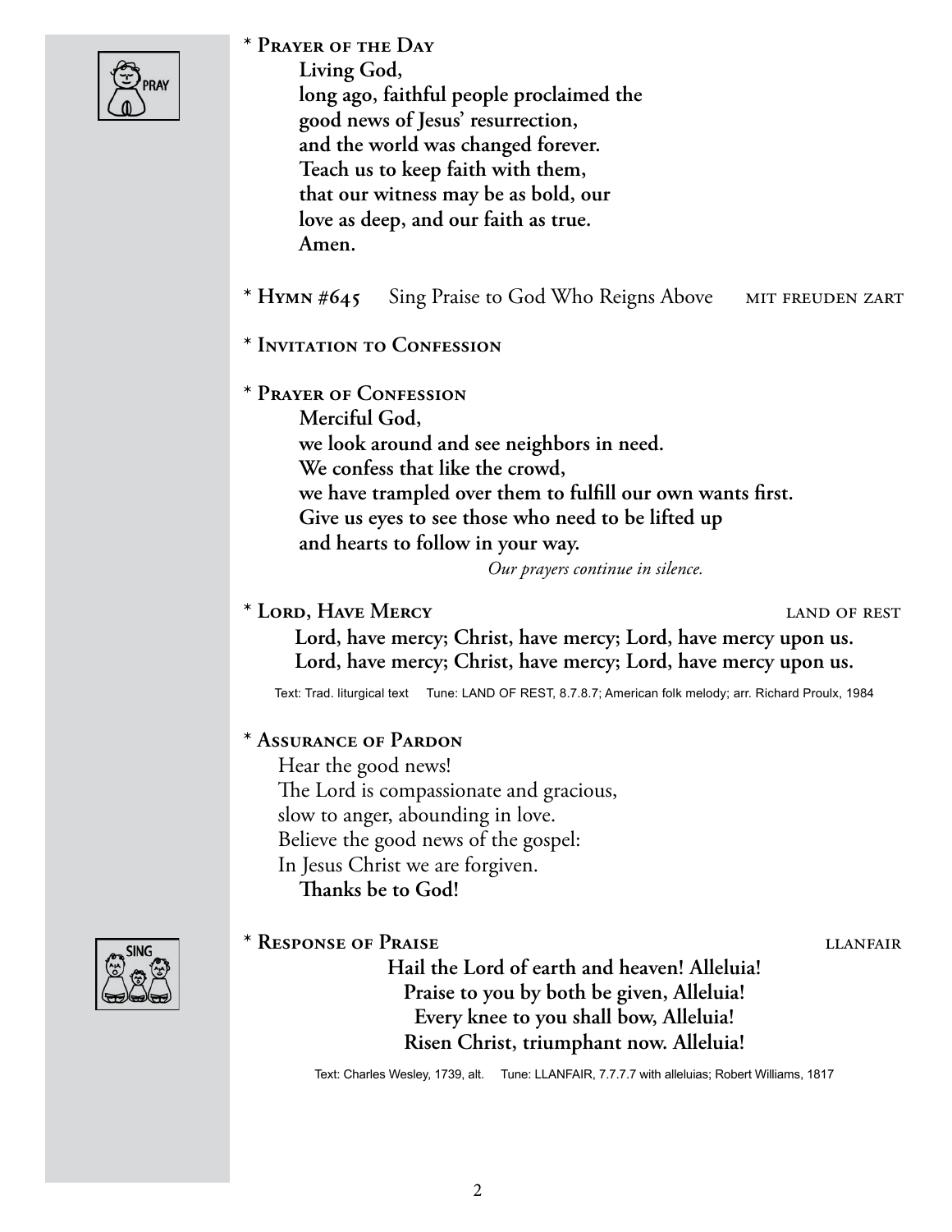**\* Prayer of the Day**

**Living God,**
**long ago, faithful people proclaimed the**
**good news of Jesus' resurrection,**
**and the world was changed forever.**
**Teach us to keep faith with them,**
**that our witness may be as bold, our**
**love as deep, and our faith as true.**
**Amen.**

**\* Hymn #645** Sing Praise to God Who Reigns Above MIT FREUDEN ZART

**\* Invitation to Confession**

**\* Prayer of Confession**

**Merciful God,**
**we look around and see neighbors in need.**
**We confess that like the crowd,**
**we have trampled over them to fulfill our own wants first.**
**Give us eyes to see those who need to be lifted up**
**and hearts to follow in your way.**

*Our prayers continue in silence.*

**\* Lord, Have Mercy** LAND OF REST

**Lord, have mercy; Christ, have mercy; Lord, have mercy upon us.**
**Lord, have mercy; Christ, have mercy; Lord, have mercy upon us.**

Text: Trad. liturgical text Tune: LAND OF REST, 8.7.8.7; American folk melody; arr. Richard Proulx, 1984

**\* Assurance of Pardon**

Hear the good news!
The Lord is compassionate and gracious,
slow to anger, abounding in love.
Believe the good news of the gospel:
In Jesus Christ we are forgiven.
**Thanks be to God!**

**\* Response of Praise** LLANFAIR

**Hail the Lord of earth and heaven! Alleluia!**
**Praise to you by both be given, Alleluia!**
**Every knee to you shall bow, Alleluia!**
**Risen Christ, triumphant now. Alleluia!**

Text: Charles Wesley, 1739, alt. Tune: LLANFAIR, 7.7.7.7 with alleluias; Robert Williams, 1817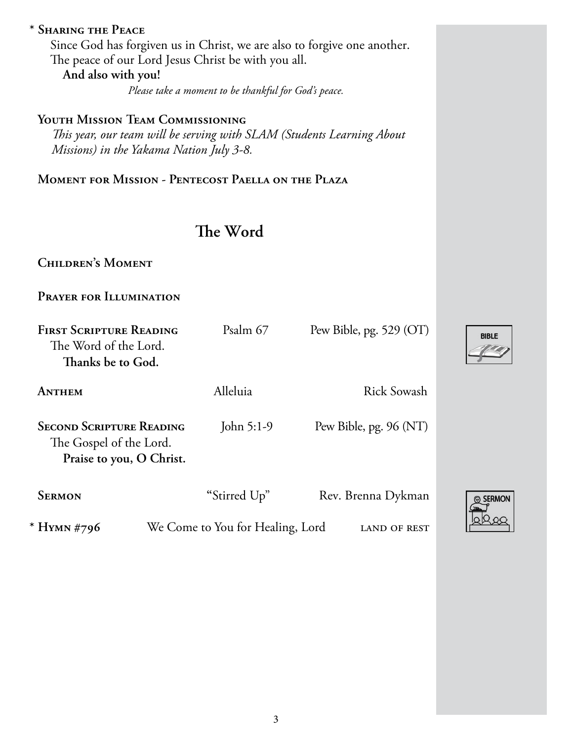**\* Sharing the Peace**

Since God has forgiven us in Christ, we are also to forgive one another.
The peace of our Lord Jesus Christ be with you all.

**And also with you!**

*Please take a moment to be thankful for God's peace.*

**Youth Mission Team Commissioning**

*This year, our team will be serving with SLAM (Students Learning About Missions) in the Yakama Nation July 3-8.*

**Moment for Mission - Pentecost Paella on the Plaza**

## The Word

**Children's Moment**

**Prayer for Illumination**

**First Scripture Reading** — Psalm 67 — Pew Bible, pg. 529 (OT)

The Word of the Lord.

**Thanks be to God.**

**Anthem** — Alleluia — Rick Sowash

**Second Scripture Reading** — John 5:1-9 — Pew Bible, pg. 96 (NT)

The Gospel of the Lord.

**Praise to you, O Christ.**

**Sermon** — "Stirred Up" — Rev. Brenna Dykman

**\* Hymn #796** — We Come to You for Healing, Lord — LAND OF REST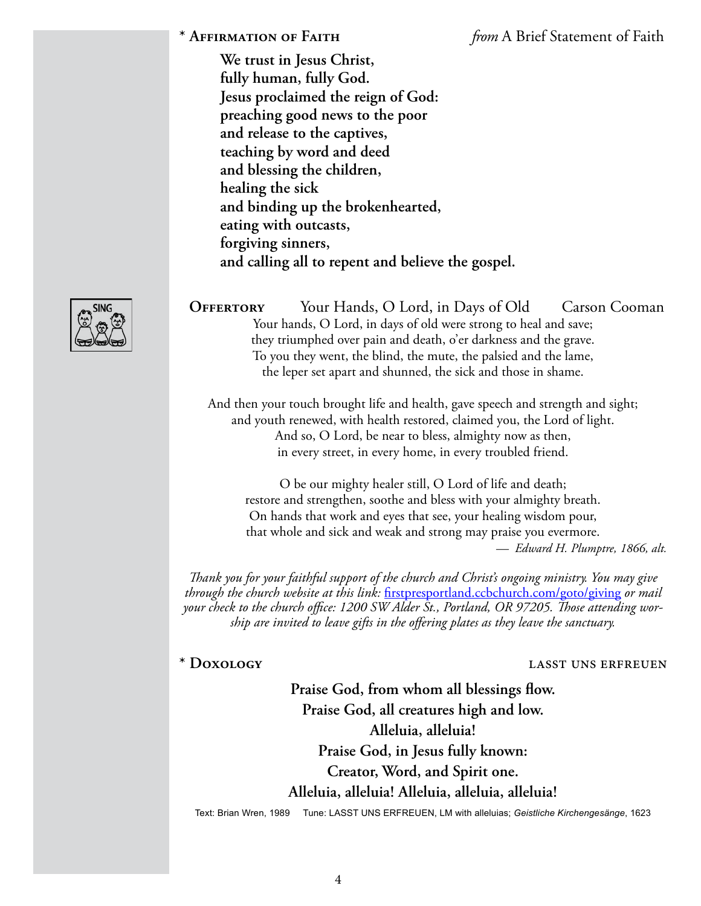## * Affirmation of Faith *from* A Brief Statement of Faith

**We trust in Jesus Christ,**
**fully human, fully God.**
**Jesus proclaimed the reign of God:**
**preaching good news to the poor**
**and release to the captives,**
**teaching by word and deed**
**and blessing the children,**
**healing the sick**
**and binding up the brokenhearted,**
**eating with outcasts,**
**forgiving sinners,**
**and calling all to repent and believe the gospel.**

## Offertory — Your Hands, O Lord, in Days of Old — Carson Cooman

SING

Your hands, O Lord, in days of old were strong to heal and save;
they triumphed over pain and death, o'er darkness and the grave.
To you they went, the blind, the mute, the palsied and the lame,
the leper set apart and shunned, the sick and those in shame.

And then your touch brought life and health, gave speech and strength and sight;
and youth renewed, with health restored, claimed you, the Lord of light.
And so, O Lord, be near to bless, almighty now as then,
in every street, in every home, in every troubled friend.

O be our mighty healer still, O Lord of life and death;
restore and strengthen, soothe and bless with your almighty breath.
On hands that work and eyes that see, your healing wisdom pour,
that whole and sick and weak and strong may praise you evermore.

*— Edward H. Plumptre, 1866, alt.*

*Thank you for your faithful support of the church and Christ's ongoing ministry. You may give through the church website at this link:* firstpresportland.ccbchurch.com/goto/giving *or mail your check to the church office: 1200 SW Alder St., Portland, OR 97205. Those attending worship are invited to leave gifts in the offering plates as they leave the sanctuary.*

## * Doxology — lasst uns erfreuen

**Praise God, from whom all blessings flow.**
**Praise God, all creatures high and low.**
**Alleluia, alleluia!**
**Praise God, in Jesus fully known:**
**Creator, Word, and Spirit one.**
**Alleluia, alleluia! Alleluia, alleluia, alleluia!**

Text: Brian Wren, 1989 Tune: LASST UNS ERFREUEN, LM with alleluias; *Geistliche Kirchengesänge*, 1623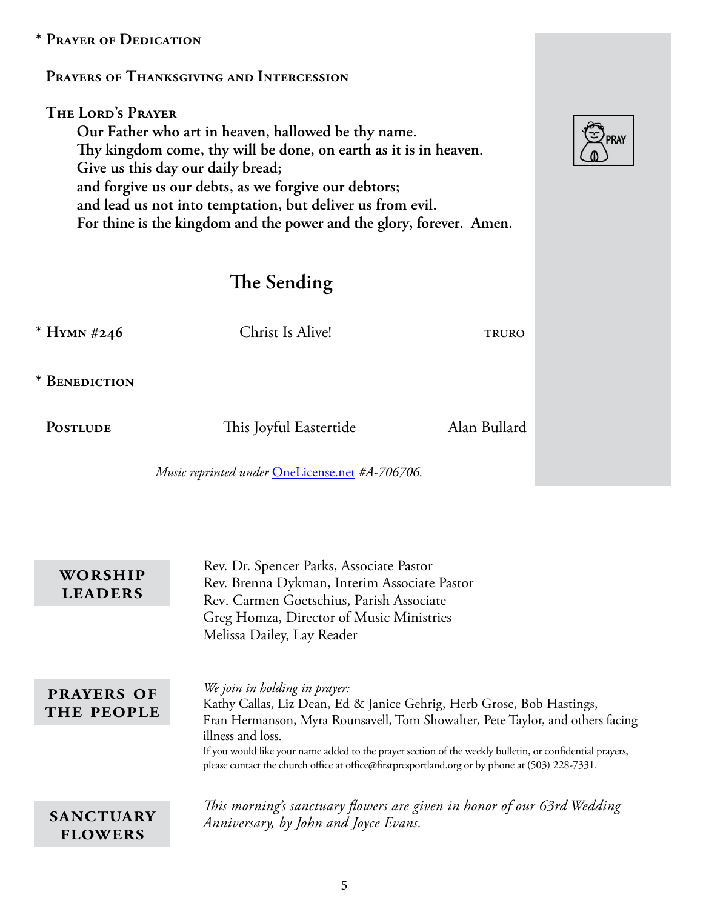\* **Prayer of Dedication**

**Prayers of Thanksgiving and Intercession**

**The Lord's Prayer**

**Our Father who art in heaven, hallowed be thy name.**
**Thy kingdom come, thy will be done, on earth as it is in heaven.**
**Give us this day our daily bread;**
**and forgive us our debts, as we forgive our debtors;**
**and lead us not into temptation, but deliver us from evil.**
**For thine is the kingdom and the power and the glory, forever. Amen.**

PRAY

## The Sending

\* **Hymn #246** — Christ Is Alive! — TRURO

\* **Benediction**

**Postlude** — This Joyful Eastertide — Alan Bullard

*Music reprinted under OneLicense.net #A-706706.*

**WORSHIP LEADERS**

Rev. Dr. Spencer Parks, Associate Pastor
Rev. Brenna Dykman, Interim Associate Pastor
Rev. Carmen Goetschius, Parish Associate
Greg Homza, Director of Music Ministries
Melissa Dailey, Lay Reader

**PRAYERS OF THE PEOPLE**

*We join in holding in prayer:*
Kathy Callas, Liz Dean, Ed & Janice Gehrig, Herb Grose, Bob Hastings, Fran Hermanson, Myra Rounsavell, Tom Showalter, Pete Taylor, and others facing illness and loss.
If you would like your name added to the prayer section of the weekly bulletin, or confidential prayers, please contact the church office at office@firstpresportland.org or by phone at (503) 228-7331.

**SANCTUARY FLOWERS**

*This morning's sanctuary flowers are given in honor of our 63rd Wedding Anniversary, by John and Joyce Evans.*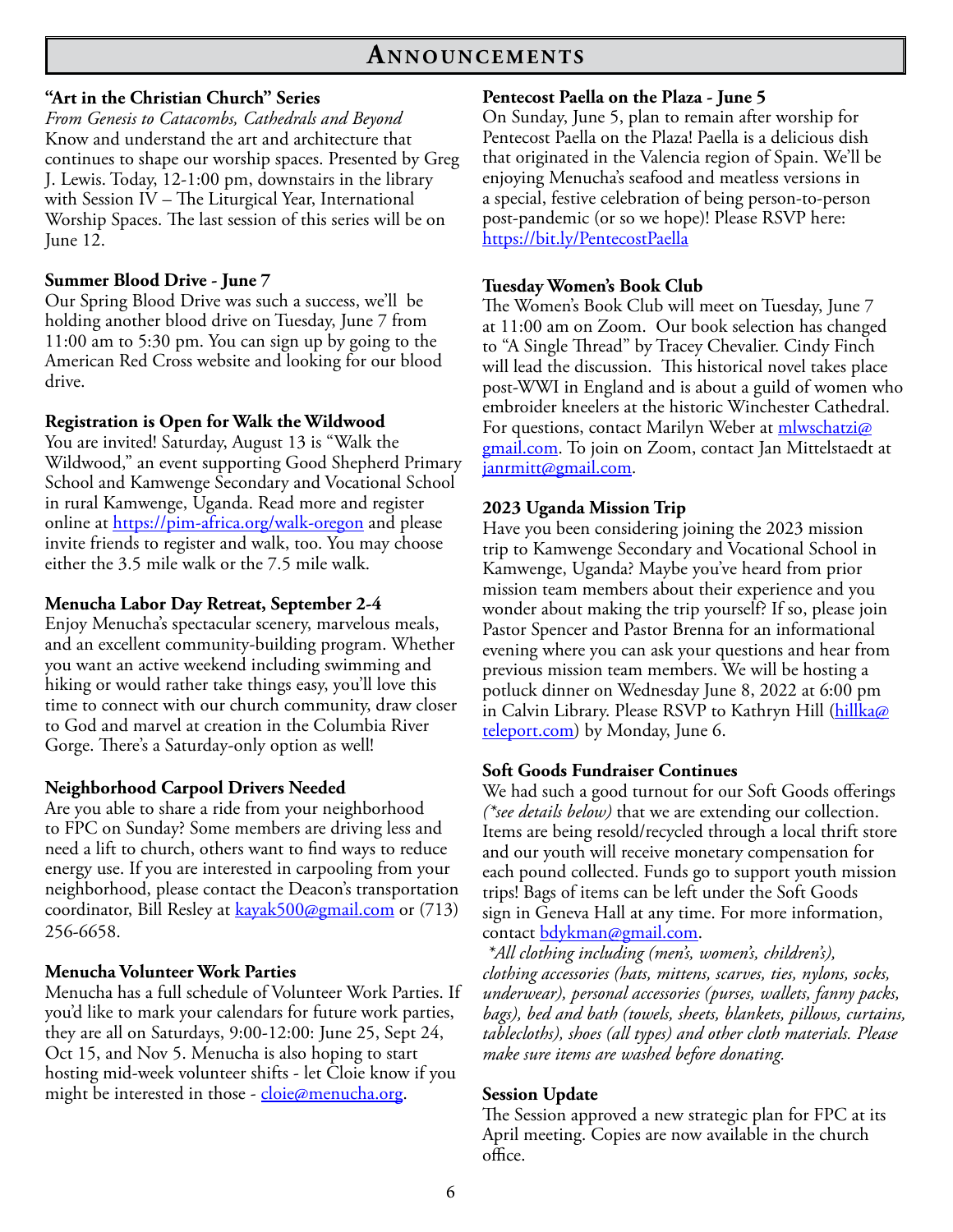# Announcements

### "Art in the Christian Church" Series

*From Genesis to Catacombs, Cathedrals and Beyond*

Know and understand the art and architecture that continues to shape our worship spaces. Presented by Greg J. Lewis. Today, 12-1:00 pm, downstairs in the library with Session IV – The Liturgical Year, International Worship Spaces. The last session of this series will be on June 12.

### Summer Blood Drive - June 7

Our Spring Blood Drive was such a success, we'll be holding another blood drive on Tuesday, June 7 from 11:00 am to 5:30 pm. You can sign up by going to the American Red Cross website and looking for our blood drive.

### Registration is Open for Walk the Wildwood

You are invited! Saturday, August 13 is "Walk the Wildwood," an event supporting Good Shepherd Primary School and Kamwenge Secondary and Vocational School in rural Kamwenge, Uganda. Read more and register online at https://pim-africa.org/walk-oregon and please invite friends to register and walk, too. You may choose either the 3.5 mile walk or the 7.5 mile walk.

### Menucha Labor Day Retreat, September 2-4

Enjoy Menucha's spectacular scenery, marvelous meals, and an excellent community-building program. Whether you want an active weekend including swimming and hiking or would rather take things easy, you'll love this time to connect with our church community, draw closer to God and marvel at creation in the Columbia River Gorge. There's a Saturday-only option as well!

### Neighborhood Carpool Drivers Needed

Are you able to share a ride from your neighborhood to FPC on Sunday? Some members are driving less and need a lift to church, others want to find ways to reduce energy use. If you are interested in carpooling from your neighborhood, please contact the Deacon's transportation coordinator, Bill Resley at kayak500@gmail.com or (713) 256-6658.

### Menucha Volunteer Work Parties

Menucha has a full schedule of Volunteer Work Parties. If you'd like to mark your calendars for future work parties, they are all on Saturdays, 9:00-12:00: June 25, Sept 24, Oct 15, and Nov 5. Menucha is also hoping to start hosting mid-week volunteer shifts - let Cloie know if you might be interested in those - cloie@menucha.org.

### Pentecost Paella on the Plaza - June 5

On Sunday, June 5, plan to remain after worship for Pentecost Paella on the Plaza! Paella is a delicious dish that originated in the Valencia region of Spain. We'll be enjoying Menucha's seafood and meatless versions in a special, festive celebration of being person-to-person post-pandemic (or so we hope)! Please RSVP here: https://bit.ly/PentecostPaella

### Tuesday Women's Book Club

The Women's Book Club will meet on Tuesday, June 7 at 11:00 am on Zoom. Our book selection has changed to "A Single Thread" by Tracey Chevalier. Cindy Finch will lead the discussion. This historical novel takes place post-WWI in England and is about a guild of women who embroider kneelers at the historic Winchester Cathedral. For questions, contact Marilyn Weber at mlwschatzi@gmail.com. To join on Zoom, contact Jan Mittelstaedt at janrmitt@gmail.com.

### 2023 Uganda Mission Trip

Have you been considering joining the 2023 mission trip to Kamwenge Secondary and Vocational School in Kamwenge, Uganda? Maybe you've heard from prior mission team members about their experience and you wonder about making the trip yourself? If so, please join Pastor Spencer and Pastor Brenna for an informational evening where you can ask your questions and hear from previous mission team members. We will be hosting a potluck dinner on Wednesday June 8, 2022 at 6:00 pm in Calvin Library. Please RSVP to Kathryn Hill (hillka@teleport.com) by Monday, June 6.

### Soft Goods Fundraiser Continues

We had such a good turnout for our Soft Goods offerings *(\*see details below)* that we are extending our collection. Items are being resold/recycled through a local thrift store and our youth will receive monetary compensation for each pound collected. Funds go to support youth mission trips! Bags of items can be left under the Soft Goods sign in Geneva Hall at any time. For more information, contact bdykman@gmail.com.

*\*All clothing including (men's, women's, children's), clothing accessories (hats, mittens, scarves, ties, nylons, socks, underwear), personal accessories (purses, wallets, fanny packs, bags), bed and bath (towels, sheets, blankets, pillows, curtains, tablecloths), shoes (all types) and other cloth materials. Please make sure items are washed before donating.*

### Session Update

The Session approved a new strategic plan for FPC at its April meeting. Copies are now available in the church office.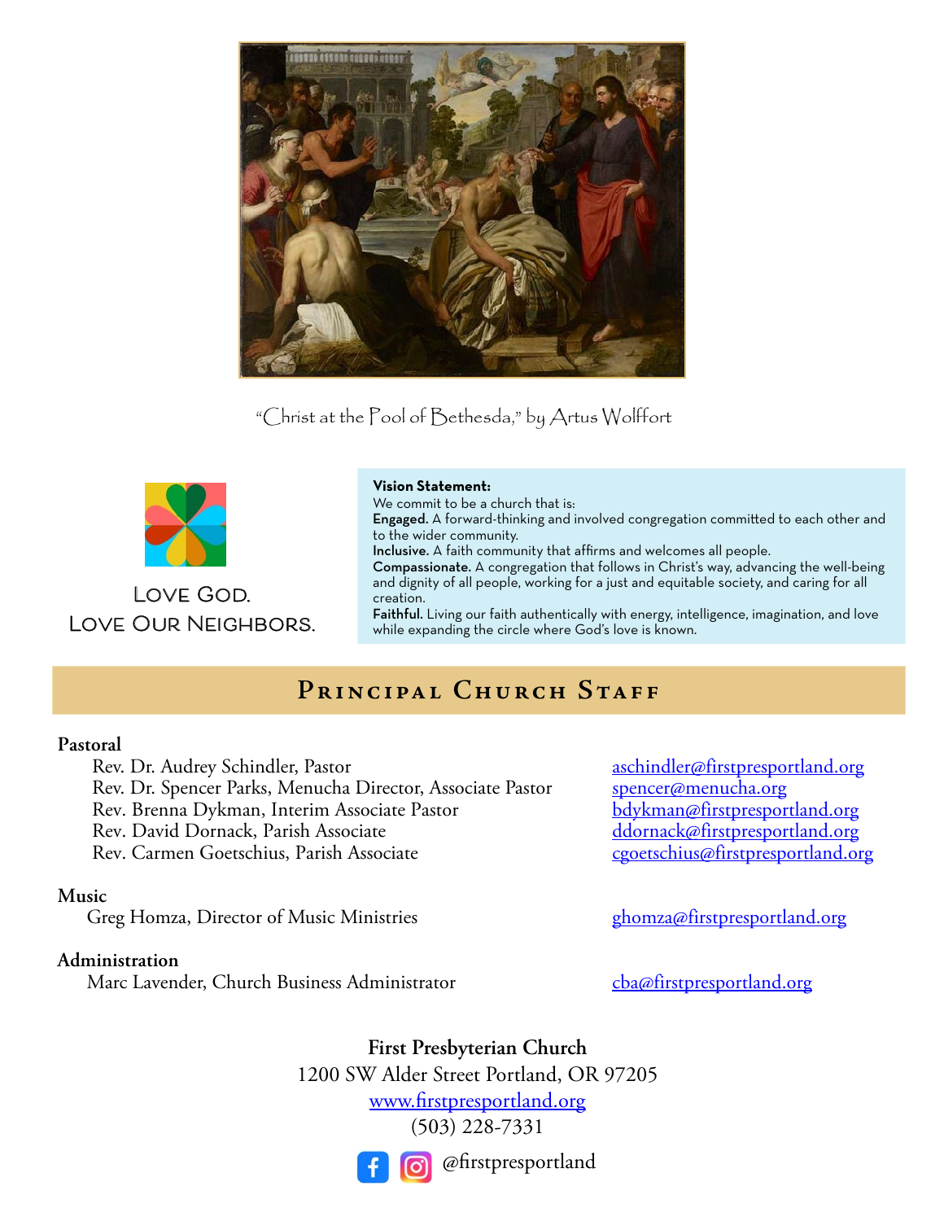"Christ at the Pool of Bethesda," by Artus Wolffort

LOVE GOD.
LOVE OUR NEIGHBORS.

**Vision Statement:**
We commit to be a church that is:
**Engaged.** A forward-thinking and involved congregation committed to each other and to the wider community.
**Inclusive.** A faith community that affirms and welcomes all people.
**Compassionate.** A congregation that follows in Christ's way, advancing the well-being and dignity of all people, working for a just and equitable society, and caring for all creation.
**Faithful.** Living our faith authentically with energy, intelligence, imagination, and love while expanding the circle where God's love is known.

## PRINCIPAL CHURCH STAFF

**Pastoral**

| | |
|---|---|
| Rev. Dr. Audrey Schindler, Pastor | aschindler@firstpresportland.org |
| Rev. Dr. Spencer Parks, Menucha Director, Associate Pastor | spencer@menucha.org |
| Rev. Brenna Dykman, Interim Associate Pastor | bdykman@firstpresportland.org |
| Rev. David Dornack, Parish Associate | ddornack@firstpresportland.org |
| Rev. Carmen Goetschius, Parish Associate | cgoetschius@firstpresportland.org |

**Music**

| | |
|---|---|
| Greg Homza, Director of Music Ministries | ghomza@firstpresportland.org |

**Administration**

| | |
|---|---|
| Marc Lavender, Church Business Administrator | cba@firstpresportland.org |

**First Presbyterian Church**
1200 SW Alder Street Portland, OR 97205
www.firstpresportland.org
(503) 228-7331
@firstpresportland